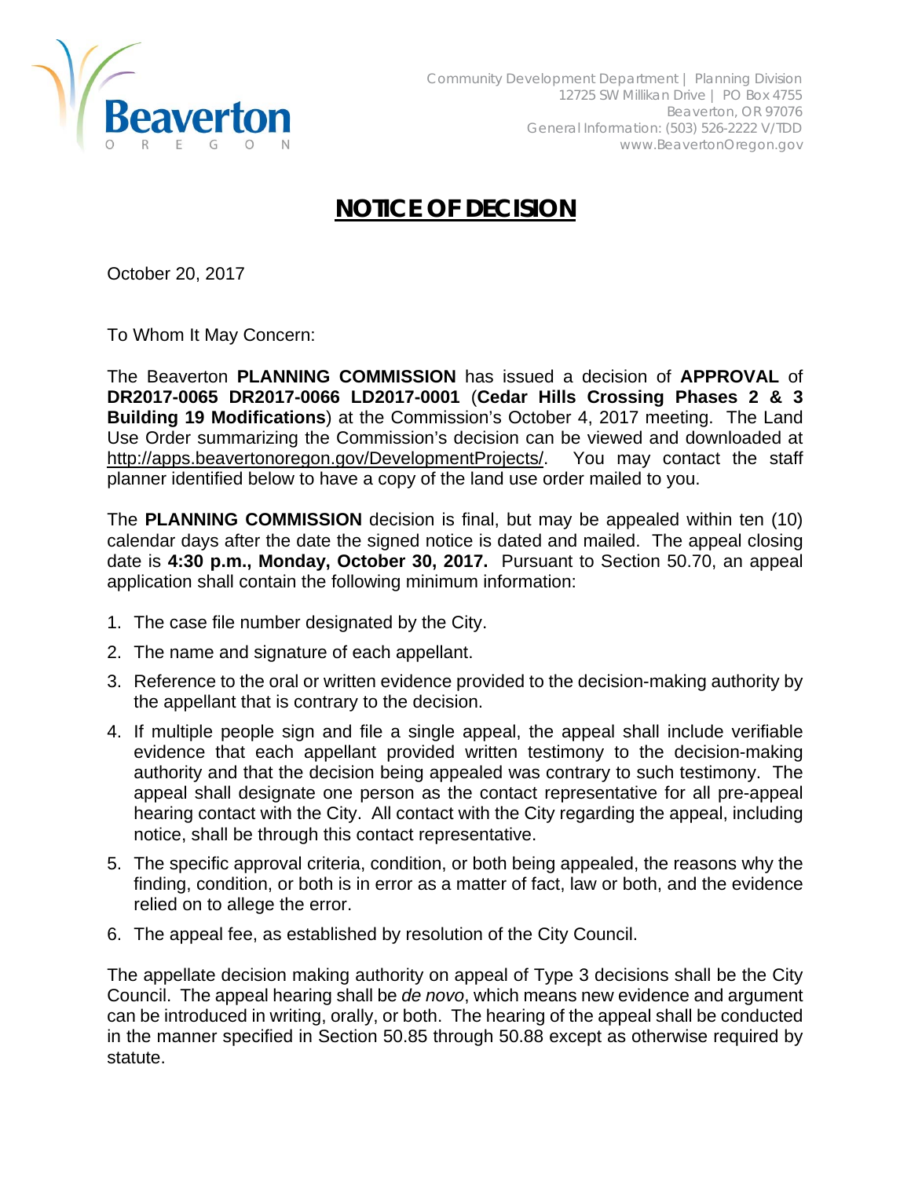Community Development Department | Planning Division
12725 SW Millikan Drive | PO Box 4755
Beaverton, OR 97076
General Information: (503) 526-2222 V/TDD
www.BeavertonOregon.gov

# NOTICE OF DECISION

October 20, 2017

To Whom It May Concern:

The Beaverton **PLANNING COMMISSION** has issued a decision of **APPROVAL** of **DR2017-0065 DR2017-0066 LD2017-0001** (**Cedar Hills Crossing Phases 2 & 3 Building 19 Modifications**) at the Commission's October 4, 2017 meeting. The Land Use Order summarizing the Commission's decision can be viewed and downloaded at http://apps.beavertonoregon.gov/DevelopmentProjects/. You may contact the staff planner identified below to have a copy of the land use order mailed to you.

The **PLANNING COMMISSION** decision is final, but may be appealed within ten (10) calendar days after the date the signed notice is dated and mailed. The appeal closing date is **4:30 p.m., Monday, October 30, 2017.** Pursuant to Section 50.70, an appeal application shall contain the following minimum information:

1. The case file number designated by the City.
2. The name and signature of each appellant.
3. Reference to the oral or written evidence provided to the decision-making authority by the appellant that is contrary to the decision.
4. If multiple people sign and file a single appeal, the appeal shall include verifiable evidence that each appellant provided written testimony to the decision-making authority and that the decision being appealed was contrary to such testimony. The appeal shall designate one person as the contact representative for all pre-appeal hearing contact with the City. All contact with the City regarding the appeal, including notice, shall be through this contact representative.
5. The specific approval criteria, condition, or both being appealed, the reasons why the finding, condition, or both is in error as a matter of fact, law or both, and the evidence relied on to allege the error.
6. The appeal fee, as established by resolution of the City Council.

The appellate decision making authority on appeal of Type 3 decisions shall be the City Council. The appeal hearing shall be *de novo*, which means new evidence and argument can be introduced in writing, orally, or both. The hearing of the appeal shall be conducted in the manner specified in Section 50.85 through 50.88 except as otherwise required by statute.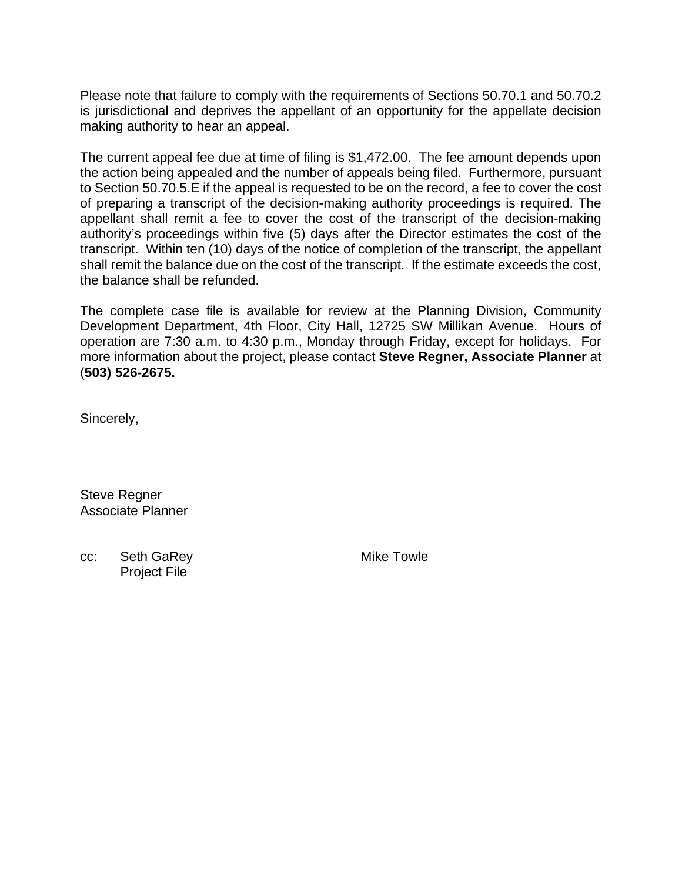Please note that failure to comply with the requirements of Sections 50.70.1 and 50.70.2 is jurisdictional and deprives the appellant of an opportunity for the appellate decision making authority to hear an appeal.

The current appeal fee due at time of filing is $1,472.00. The fee amount depends upon the action being appealed and the number of appeals being filed. Furthermore, pursuant to Section 50.70.5.E if the appeal is requested to be on the record, a fee to cover the cost of preparing a transcript of the decision-making authority proceedings is required. The appellant shall remit a fee to cover the cost of the transcript of the decision-making authority's proceedings within five (5) days after the Director estimates the cost of the transcript. Within ten (10) days of the notice of completion of the transcript, the appellant shall remit the balance due on the cost of the transcript. If the estimate exceeds the cost, the balance shall be refunded.

The complete case file is available for review at the Planning Division, Community Development Department, 4th Floor, City Hall, 12725 SW Millikan Avenue. Hours of operation are 7:30 a.m. to 4:30 p.m., Monday through Friday, except for holidays. For more information about the project, please contact **Steve Regner, Associate Planner** at (**503) 526-2675.**

Sincerely,

Steve Regner
Associate Planner

cc: Seth GaRey
Project File
Mike Towle